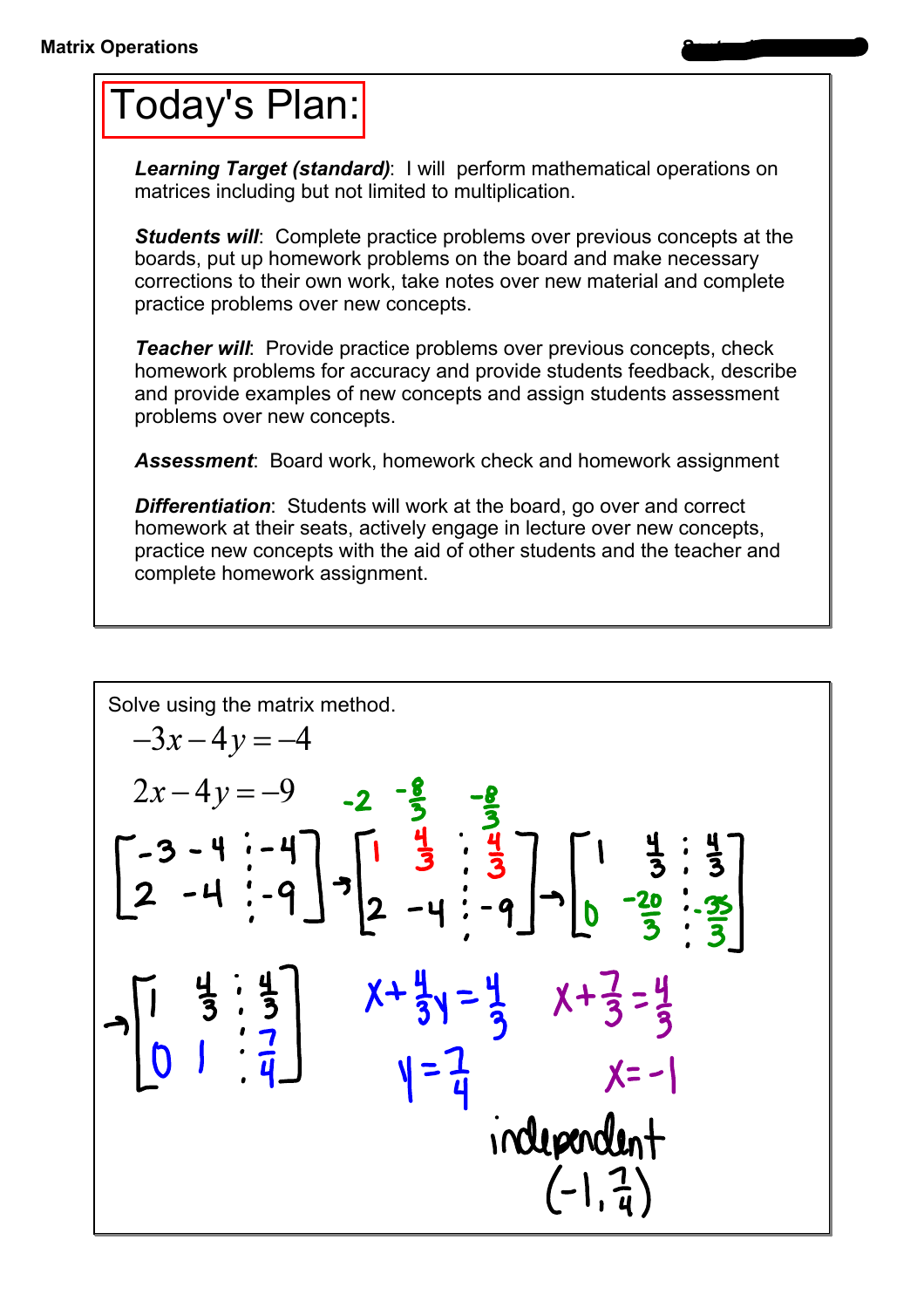**Matrix Operations**

# Today's Plan:

***Learning Target (standard)***: I will perform mathematical operations on matrices including but not limited to multiplication.

***Students will***: Complete practice problems over previous concepts at the boards, put up homework problems on the board and make necessary corrections to their own work, take notes over new material and complete practice problems over new concepts.

***Teacher will***: Provide practice problems over previous concepts, check homework problems for accuracy and provide students feedback, describe and provide examples of new concepts and assign students assessment problems over new concepts.

***Assessment***: Board work, homework check and homework assignment

***Differentiation***: Students will work at the board, go over and correct homework at their seats, actively engage in lecture over new concepts, practice new concepts with the aid of other students and the teacher and complete homework assignment.

---

Solve using the matrix method.

$$-3x - 4y = -4$$

$$2x - 4y = -9$$

$$\left[\begin{array}{cc|c} -3 & -4 & -4 \\ 2 & -4 & -9 \end{array}\right] \rightarrow \left[\begin{array}{cc|c} 1 & \frac{4}{3} & \frac{4}{3} \\ 2 & -4 & -9 \end{array}\right] \rightarrow \left[\begin{array}{cc|c} 1 & \frac{4}{3} & \frac{4}{3} \\ 0 & -\frac{20}{3} & -\frac{35}{3} \end{array}\right]$$

$-2 \quad -\frac{8}{3} \quad -\frac{8}{3}$

$$\rightarrow \left[\begin{array}{cc|c} 1 & \frac{4}{3} & \frac{4}{3} \\ 0 & 1 & \frac{7}{4} \end{array}\right]$$

$x + \frac{4}{3}y = \frac{4}{3}$

$y = \frac{7}{4}$

$x + \frac{7}{3} = \frac{4}{3}$

$x = -1$

independent

$(-1, \frac{7}{4})$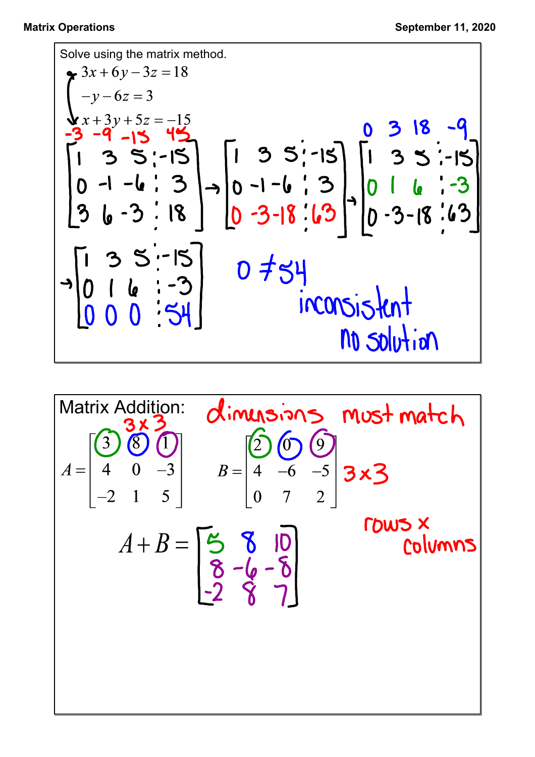Solve using the matrix method.

$$3x + 6y - 3z = 18$$
$$-y - 6z = 3$$
$$x + 3y + 5z = -15$$

$-3 \quad -9 \quad -15 \quad 45$

$$\left[\begin{array}{ccc|c} 1 & 3 & 5 & -15 \\ 0 & -1 & -6 & 3 \\ 3 & 6 & -3 & 18 \end{array}\right] \rightarrow \left[\begin{array}{ccc|c} 1 & 3 & 5 & -15 \\ 0 & -1 & -6 & 3 \\ 0 & -3 & -18 & 63 \end{array}\right] \rightarrow \left[\begin{array}{ccc|c} 1 & 3 & 5 & -15 \\ 0 & 1 & 6 & -3 \\ 0 & -3 & -18 & 63 \end{array}\right]$$

$0 \quad 3 \quad 18 \quad -9$

$$\rightarrow \left[\begin{array}{ccc|c} 1 & 3 & 5 & -15 \\ 0 & 1 & 6 & -3 \\ 0 & 0 & 0 & 54 \end{array}\right]$$

$0 \neq 54$

inconsistent

no solution

---

Matrix Addition: dimensions must match

$$A = \begin{bmatrix} 3 & 8 & 1 \\ 4 & 0 & -3 \\ -2 & 1 & 5 \end{bmatrix} \quad 3 \times 3 \qquad B = \begin{bmatrix} 2 & 0 & 9 \\ 4 & -6 & -5 \\ 0 & 7 & 2 \end{bmatrix} \quad 3 \times 3$$

rows × columns

$$A + B = \begin{bmatrix} 5 & 8 & 10 \\ 8 & -6 & -8 \\ -2 & 8 & 7 \end{bmatrix}$$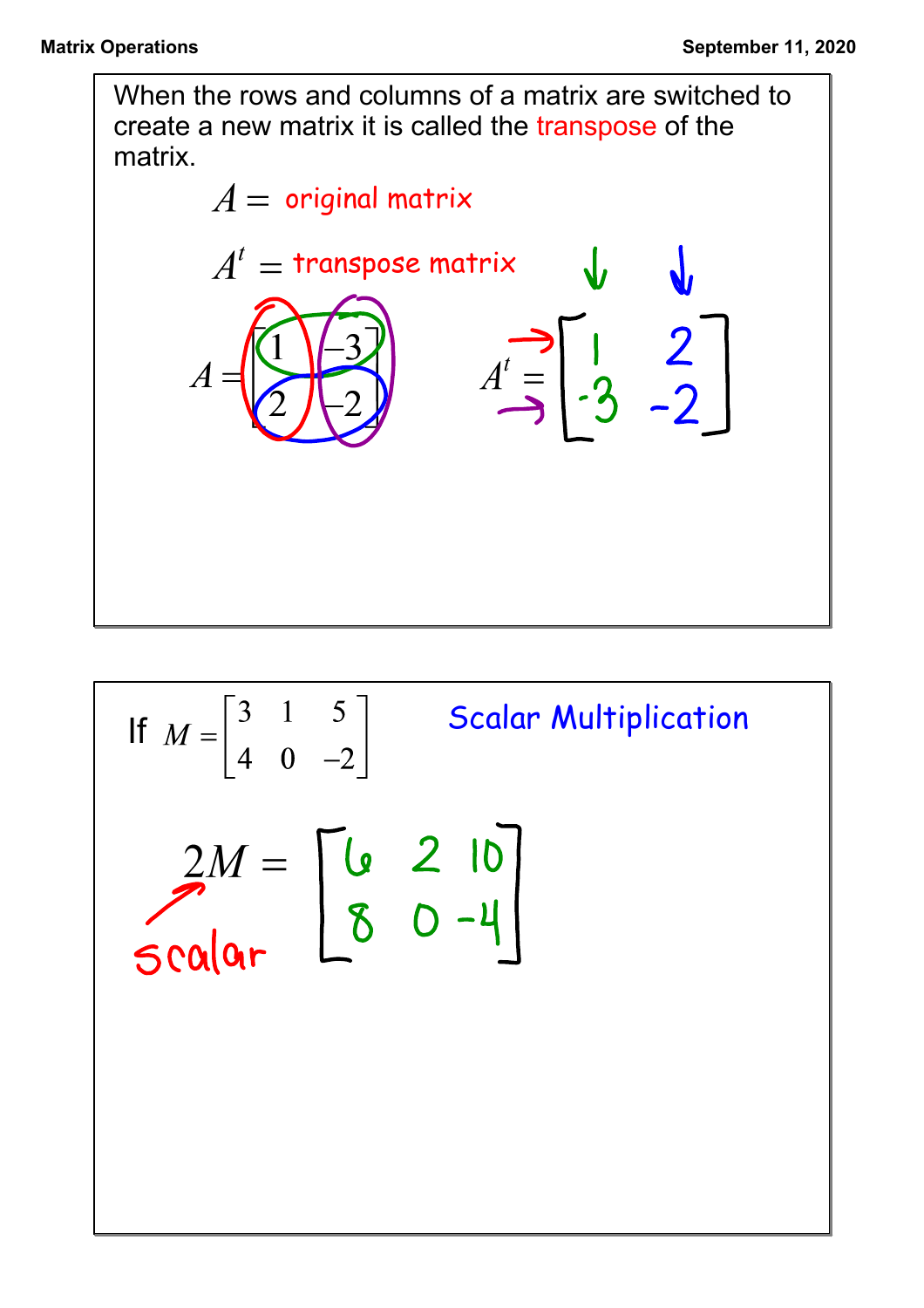When the rows and columns of a matrix are switched to create a new matrix it is called the transpose of the matrix.

$A =$ original matrix

$A^t =$ transpose matrix

$$A = \begin{bmatrix} 1 & -3 \\ 2 & -2 \end{bmatrix} \qquad A^t = \begin{bmatrix} 1 & 2 \\ -3 & -2 \end{bmatrix}$$

If $M = \begin{bmatrix} 3 & 1 & 5 \\ 4 & 0 & -2 \end{bmatrix}$

Scalar Multiplication

$$2M = \begin{bmatrix} 6 & 2 & 10 \\ 8 & 0 & -4 \end{bmatrix}$$

scalar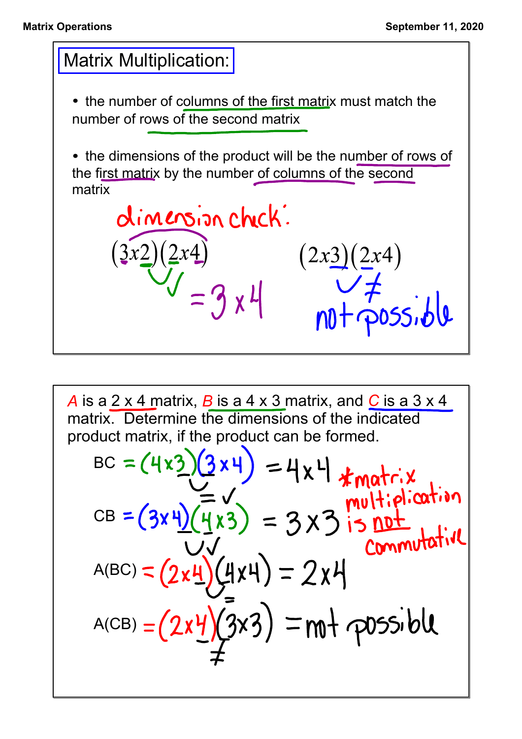## Matrix Multiplication:

- the number of columns of the first matrix must match the number of rows of the second matrix
- the dimensions of the product will be the number of rows of the first matrix by the number of columns of the second matrix

dimension check:

$(3x2)(2x4)$ ✓ $= 3 \times 4$

$(2x3)(2x4)$ ≠ not possible

$A$ is a 2 x 4 matrix, $B$ is a 4 x 3 matrix, and $C$ is a 3 x 4 matrix. Determine the dimensions of the indicated product matrix, if the product can be formed.

BC $= (4 \times 3)(3 \times 4) = 4 \times 4$

CB $= (3 \times 4)(4 \times 3) = 3 \times 3$

*matrix multiplication is not commutative

A(BC) $= (2 \times 4)(4 \times 4) = 2 \times 4$

A(CB) $= (2 \times 4)(3 \times 3) =$ not possible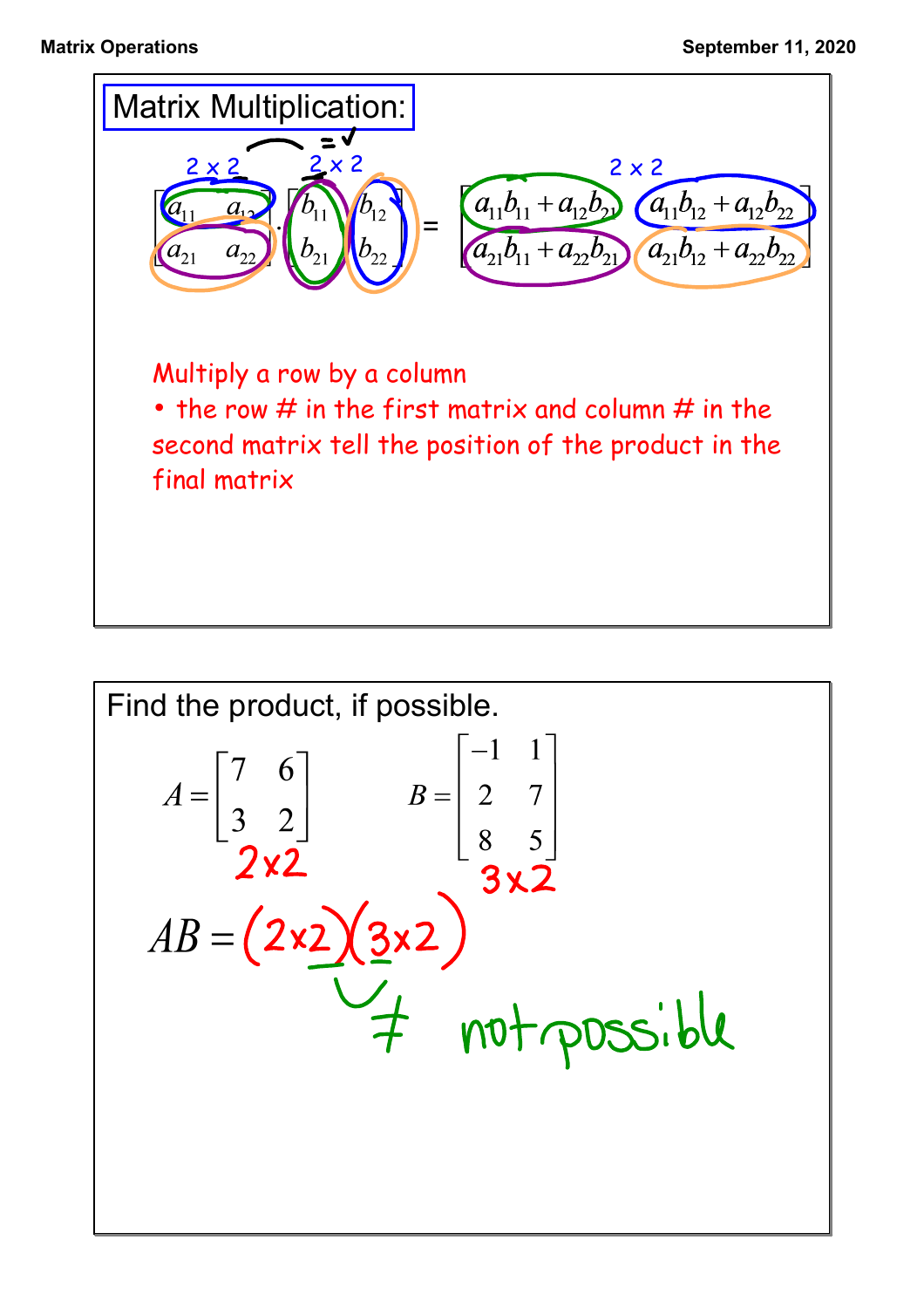# Matrix Multiplication:

2 x 2 &nbsp;&nbsp;&nbsp;&nbsp; 2 x 2 &nbsp;&nbsp;&nbsp;&nbsp; = ✓ &nbsp;&nbsp;&nbsp;&nbsp; 2 x 2

$$\begin{bmatrix} a_{11} & a_{12} \\ a_{21} & a_{22} \end{bmatrix} \cdot \begin{bmatrix} b_{11} & b_{12} \\ b_{21} & b_{22} \end{bmatrix} = \begin{bmatrix} a_{11}b_{11} + a_{12}b_{21} & a_{11}b_{12} + a_{12}b_{22} \\ a_{21}b_{11} + a_{22}b_{21} & a_{21}b_{12} + a_{22}b_{22} \end{bmatrix}$$

Multiply a row by a column

- the row # in the first matrix and column # in the second matrix tell the position of the product in the final matrix

---

Find the product, if possible.

$$A = \begin{bmatrix} 7 & 6 \\ 3 & 2 \end{bmatrix} \quad B = \begin{bmatrix} -1 & 1 \\ 2 & 7 \\ 8 & 5 \end{bmatrix}$$

2x2 &nbsp;&nbsp;&nbsp;&nbsp; 3x2

$AB = (2\times2)(3\times2)$

$\neq$ not possible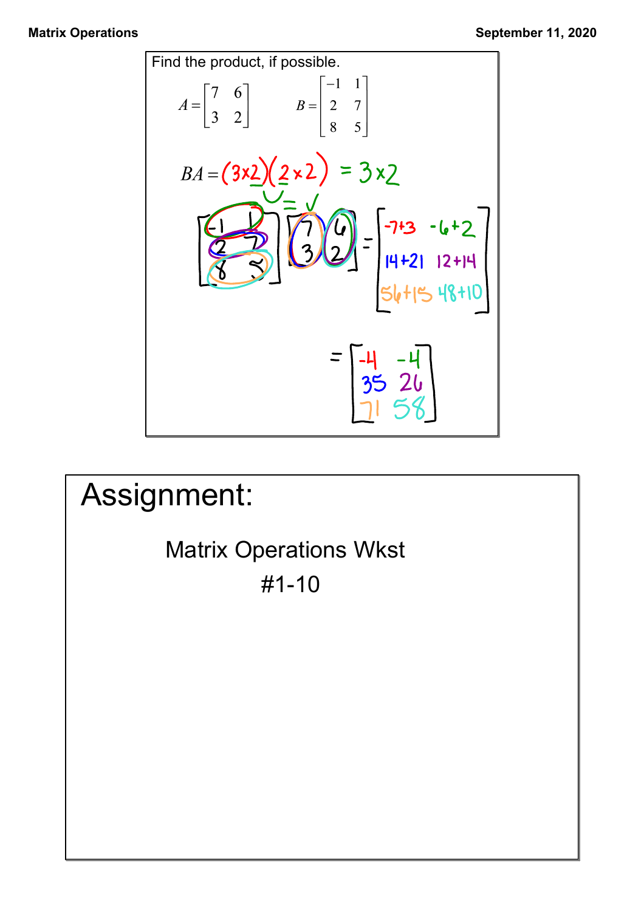Find the product, if possible.

$$A = \begin{bmatrix} 7 & 6 \\ 3 & 2 \end{bmatrix} \qquad B = \begin{bmatrix} -1 & 1 \\ 2 & 7 \\ 8 & 5 \end{bmatrix}$$

$$BA = (3\times 2)(2\times 2) = 3\times 2$$

$$\begin{bmatrix} -1 & 1 \\ 2 & 7 \\ 8 & 5 \end{bmatrix}\begin{bmatrix} 7 & 6 \\ 3 & 2 \end{bmatrix} = \begin{bmatrix} -7+3 & -6+2 \\ 14+21 & 12+14 \\ 56+15 & 48+10 \end{bmatrix}$$

$$= \begin{bmatrix} -4 & -4 \\ 35 & 26 \\ 71 & 58 \end{bmatrix}$$

# Assignment:

Matrix Operations Wkst

#1-10